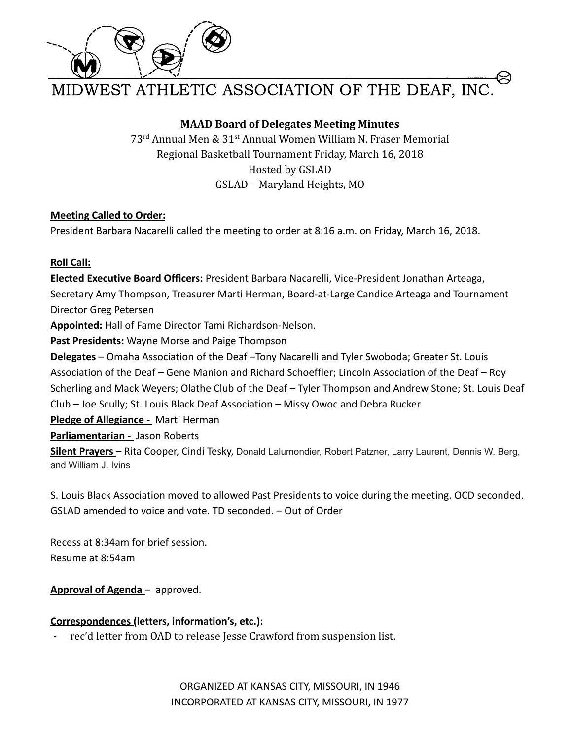# MIDWEST ATHLETIC ASSOCIATION OF THE DEAF, INC.

**MAAD Board of Delegates Meeting Minutes**

73rd Annual Men & 31st Annual Women William N. Fraser Memorial
Regional Basketball Tournament Friday, March 16, 2018
Hosted by GSLAD
GSLAD – Maryland Heights, MO

**Meeting Called to Order:**

President Barbara Nacarelli called the meeting to order at 8:16 a.m. on Friday, March 16, 2018.

**Roll Call:**

**Elected Executive Board Officers:** President Barbara Nacarelli, Vice-President Jonathan Arteaga, Secretary Amy Thompson, Treasurer Marti Herman, Board-at-Large Candice Arteaga and Tournament Director Greg Petersen

**Appointed:** Hall of Fame Director Tami Richardson-Nelson.

**Past Presidents:** Wayne Morse and Paige Thompson

**Delegates** – Omaha Association of the Deaf –Tony Nacarelli and Tyler Swoboda; Greater St. Louis Association of the Deaf – Gene Manion and Richard Schoeffler; Lincoln Association of the Deaf – Roy Scherling and Mack Weyers; Olathe Club of the Deaf – Tyler Thompson and Andrew Stone; St. Louis Deaf Club – Joe Scully; St. Louis Black Deaf Association – Missy Owoc and Debra Rucker

**Pledge of Allegiance -** Marti Herman

**Parliamentarian -** Jason Roberts

**Silent Prayers** – Rita Cooper, Cindi Tesky, Donald Lalumondier, Robert Patzner, Larry Laurent, Dennis W. Berg, and William J. Ivins

S. Louis Black Association moved to allowed Past Presidents to voice during the meeting. OCD seconded. GSLAD amended to voice and vote. TD seconded. – Out of Order

Recess at 8:34am for brief session.
Resume at 8:54am

**Approval of Agenda** – approved.

**Correspondences (letters, information's, etc.):**

- rec'd letter from OAD to release Jesse Crawford from suspension list.

ORGANIZED AT KANSAS CITY, MISSOURI, IN 1946
INCORPORATED AT KANSAS CITY, MISSOURI, IN 1977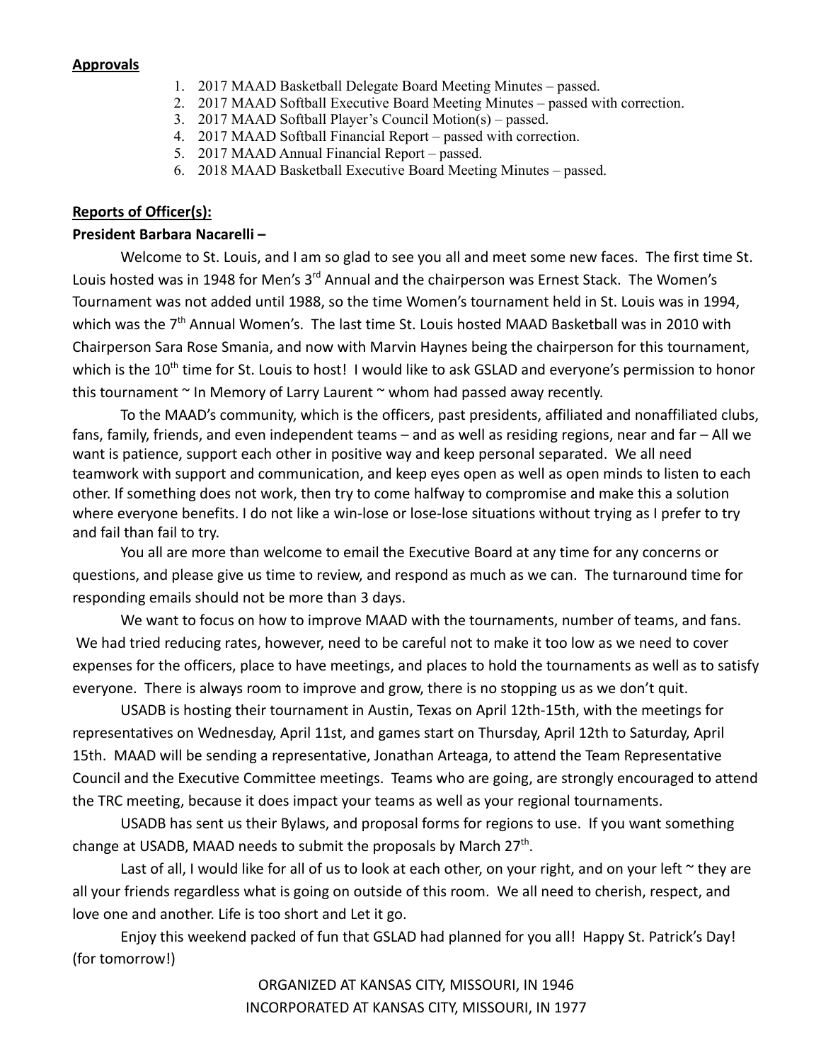**Approvals**

1. 2017 MAAD Basketball Delegate Board Meeting Minutes – passed.
2. 2017 MAAD Softball Executive Board Meeting Minutes – passed with correction.
3. 2017 MAAD Softball Player's Council Motion(s) – passed.
4. 2017 MAAD Softball Financial Report – passed with correction.
5. 2017 MAAD Annual Financial Report – passed.
6. 2018 MAAD Basketball Executive Board Meeting Minutes – passed.

**Reports of Officer(s):**

**President Barbara Nacarelli –**

Welcome to St. Louis, and I am so glad to see you all and meet some new faces. The first time St. Louis hosted was in 1948 for Men's 3rd Annual and the chairperson was Ernest Stack. The Women's Tournament was not added until 1988, so the time Women's tournament held in St. Louis was in 1994, which was the 7th Annual Women's. The last time St. Louis hosted MAAD Basketball was in 2010 with Chairperson Sara Rose Smania, and now with Marvin Haynes being the chairperson for this tournament, which is the 10th time for St. Louis to host! I would like to ask GSLAD and everyone's permission to honor this tournament ~ In Memory of Larry Laurent ~ whom had passed away recently.

To the MAAD's community, which is the officers, past presidents, affiliated and nonaffiliated clubs, fans, family, friends, and even independent teams – and as well as residing regions, near and far – All we want is patience, support each other in positive way and keep personal separated. We all need teamwork with support and communication, and keep eyes open as well as open minds to listen to each other. If something does not work, then try to come halfway to compromise and make this a solution where everyone benefits. I do not like a win-lose or lose-lose situations without trying as I prefer to try and fail than fail to try.

You all are more than welcome to email the Executive Board at any time for any concerns or questions, and please give us time to review, and respond as much as we can. The turnaround time for responding emails should not be more than 3 days.

We want to focus on how to improve MAAD with the tournaments, number of teams, and fans. We had tried reducing rates, however, need to be careful not to make it too low as we need to cover expenses for the officers, place to have meetings, and places to hold the tournaments as well as to satisfy everyone. There is always room to improve and grow, there is no stopping us as we don't quit.

USADB is hosting their tournament in Austin, Texas on April 12th-15th, with the meetings for representatives on Wednesday, April 11st, and games start on Thursday, April 12th to Saturday, April 15th. MAAD will be sending a representative, Jonathan Arteaga, to attend the Team Representative Council and the Executive Committee meetings. Teams who are going, are strongly encouraged to attend the TRC meeting, because it does impact your teams as well as your regional tournaments.

USADB has sent us their Bylaws, and proposal forms for regions to use. If you want something change at USADB, MAAD needs to submit the proposals by March 27th.

Last of all, I would like for all of us to look at each other, on your right, and on your left ~ they are all your friends regardless what is going on outside of this room. We all need to cherish, respect, and love one and another. Life is too short and Let it go.

Enjoy this weekend packed of fun that GSLAD had planned for you all! Happy St. Patrick's Day! (for tomorrow!)

ORGANIZED AT KANSAS CITY, MISSOURI, IN 1946
INCORPORATED AT KANSAS CITY, MISSOURI, IN 1977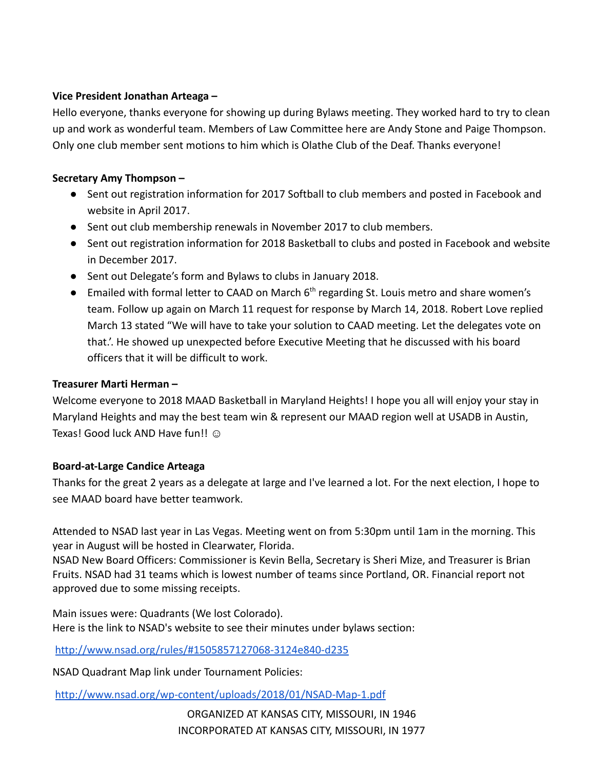**Vice President Jonathan Arteaga –**

Hello everyone, thanks everyone for showing up during Bylaws meeting. They worked hard to try to clean up and work as wonderful team. Members of Law Committee here are Andy Stone and Paige Thompson. Only one club member sent motions to him which is Olathe Club of the Deaf. Thanks everyone!

**Secretary Amy Thompson –**

- Sent out registration information for 2017 Softball to club members and posted in Facebook and website in April 2017.
- Sent out club membership renewals in November 2017 to club members.
- Sent out registration information for 2018 Basketball to clubs and posted in Facebook and website in December 2017.
- Sent out Delegate's form and Bylaws to clubs in January 2018.
- Emailed with formal letter to CAAD on March 6th regarding St. Louis metro and share women's team. Follow up again on March 11 request for response by March 14, 2018. Robert Love replied March 13 stated "We will have to take your solution to CAAD meeting. Let the delegates vote on that.'. He showed up unexpected before Executive Meeting that he discussed with his board officers that it will be difficult to work.

**Treasurer Marti Herman –**

Welcome everyone to 2018 MAAD Basketball in Maryland Heights! I hope you all will enjoy your stay in Maryland Heights and may the best team win & represent our MAAD region well at USADB in Austin, Texas! Good luck AND Have fun!! ☺

**Board-at-Large Candice Arteaga**

Thanks for the great 2 years as a delegate at large and I've learned a lot. For the next election, I hope to see MAAD board have better teamwork.

Attended to NSAD last year in Las Vegas. Meeting went on from 5:30pm until 1am in the morning. This year in August will be hosted in Clearwater, Florida.
NSAD New Board Officers: Commissioner is Kevin Bella, Secretary is Sheri Mize, and Treasurer is Brian Fruits. NSAD had 31 teams which is lowest number of teams since Portland, OR. Financial report not approved due to some missing receipts.

Main issues were: Quadrants (We lost Colorado).
Here is the link to NSAD's website to see their minutes under bylaws section:

http://www.nsad.org/rules/#1505857127068-3124e840-d235

NSAD Quadrant Map link under Tournament Policies:

http://www.nsad.org/wp-content/uploads/2018/01/NSAD-Map-1.pdf

ORGANIZED AT KANSAS CITY, MISSOURI, IN 1946
INCORPORATED AT KANSAS CITY, MISSOURI, IN 1977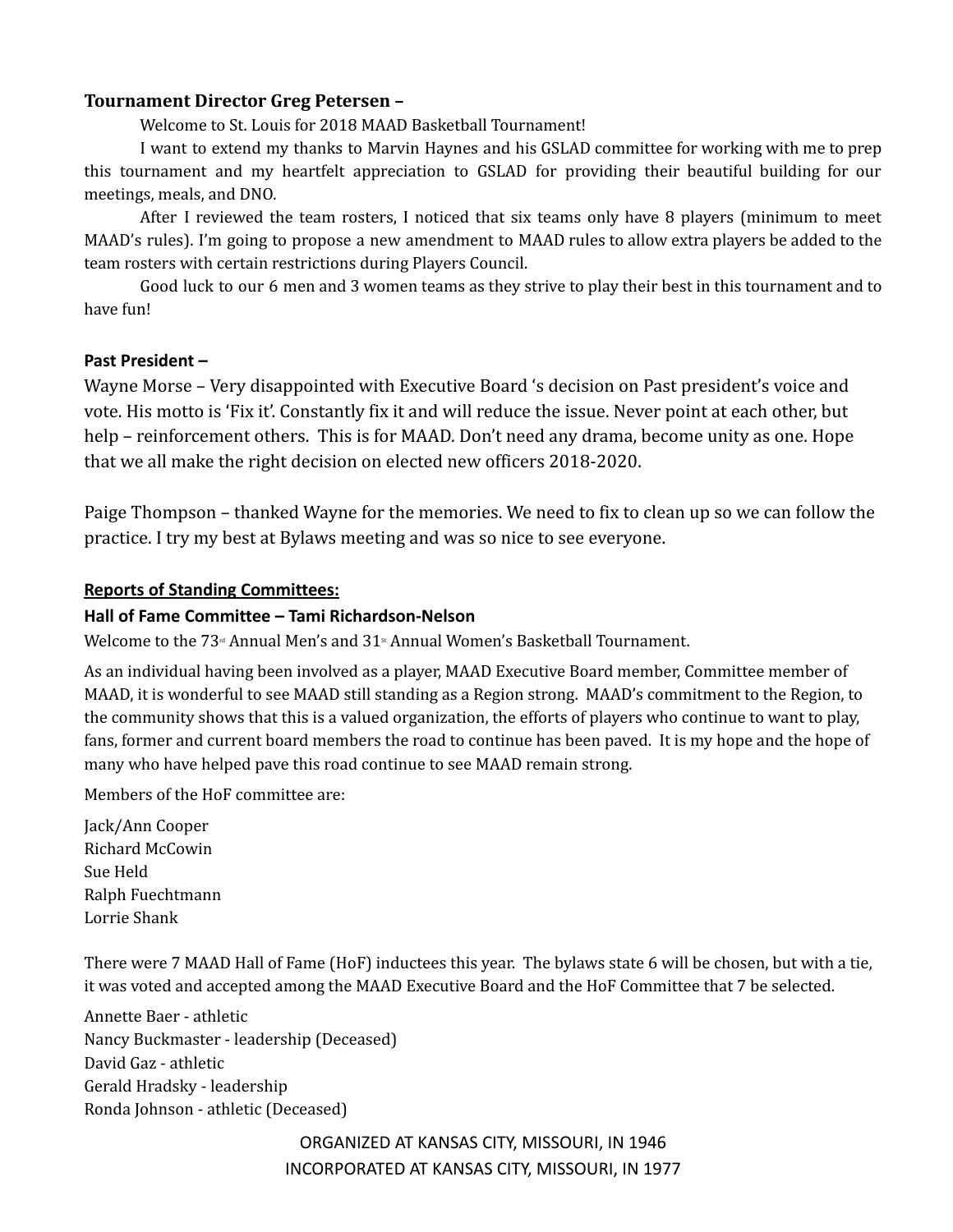**Tournament Director Greg Petersen –**

Welcome to St. Louis for 2018 MAAD Basketball Tournament!

I want to extend my thanks to Marvin Haynes and his GSLAD committee for working with me to prep this tournament and my heartfelt appreciation to GSLAD for providing their beautiful building for our meetings, meals, and DNO.

After I reviewed the team rosters, I noticed that six teams only have 8 players (minimum to meet MAAD's rules). I'm going to propose a new amendment to MAAD rules to allow extra players be added to the team rosters with certain restrictions during Players Council.

Good luck to our 6 men and 3 women teams as they strive to play their best in this tournament and to have fun!

**Past President –**

Wayne Morse – Very disappointed with Executive Board 's decision on Past president's voice and vote. His motto is 'Fix it'. Constantly fix it and will reduce the issue. Never point at each other, but help – reinforcement others. This is for MAAD. Don't need any drama, become unity as one. Hope that we all make the right decision on elected new officers 2018-2020.

Paige Thompson – thanked Wayne for the memories. We need to fix to clean up so we can follow the practice. I try my best at Bylaws meeting and was so nice to see everyone.

**<u>Reports of Standing Committees:</u>**

**Hall of Fame Committee – Tami Richardson-Nelson**

Welcome to the 73rd Annual Men's and 31st Annual Women's Basketball Tournament.

As an individual having been involved as a player, MAAD Executive Board member, Committee member of MAAD, it is wonderful to see MAAD still standing as a Region strong. MAAD's commitment to the Region, to the community shows that this is a valued organization, the efforts of players who continue to want to play, fans, former and current board members the road to continue has been paved. It is my hope and the hope of many who have helped pave this road continue to see MAAD remain strong.

Members of the HoF committee are:

Jack/Ann Cooper
Richard McCowin
Sue Held
Ralph Fuechtmann
Lorrie Shank

There were 7 MAAD Hall of Fame (HoF) inductees this year. The bylaws state 6 will be chosen, but with a tie, it was voted and accepted among the MAAD Executive Board and the HoF Committee that 7 be selected.

Annette Baer - athletic
Nancy Buckmaster - leadership (Deceased)
David Gaz - athletic
Gerald Hradsky - leadership
Ronda Johnson - athletic (Deceased)

ORGANIZED AT KANSAS CITY, MISSOURI, IN 1946
INCORPORATED AT KANSAS CITY, MISSOURI, IN 1977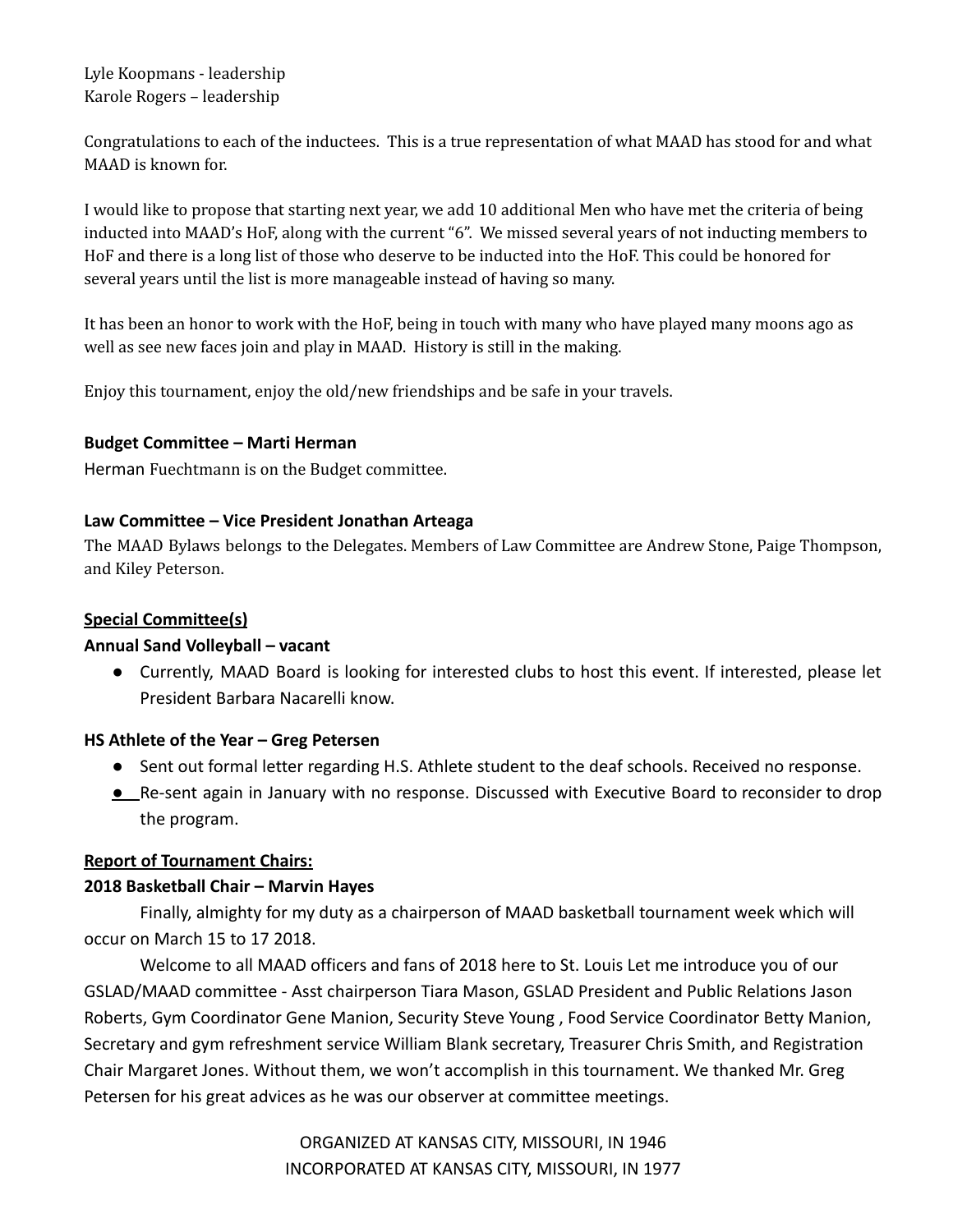Lyle Koopmans - leadership
Karole Rogers – leadership

Congratulations to each of the inductees. This is a true representation of what MAAD has stood for and what MAAD is known for.

I would like to propose that starting next year, we add 10 additional Men who have met the criteria of being inducted into MAAD's HoF, along with the current "6". We missed several years of not inducting members to HoF and there is a long list of those who deserve to be inducted into the HoF. This could be honored for several years until the list is more manageable instead of having so many.

It has been an honor to work with the HoF, being in touch with many who have played many moons ago as well as see new faces join and play in MAAD. History is still in the making.

Enjoy this tournament, enjoy the old/new friendships and be safe in your travels.

**Budget Committee – Marti Herman**

Herman Fuechtmann is on the Budget committee.

**Law Committee – Vice President Jonathan Arteaga**

The MAAD Bylaws belongs to the Delegates. Members of Law Committee are Andrew Stone, Paige Thompson, and Kiley Peterson.

**Special Committee(s)**

**Annual Sand Volleyball – vacant**

- Currently, MAAD Board is looking for interested clubs to host this event. If interested, please let President Barbara Nacarelli know.

**HS Athlete of the Year – Greg Petersen**

- Sent out formal letter regarding H.S. Athlete student to the deaf schools. Received no response.
- Re-sent again in January with no response. Discussed with Executive Board to reconsider to drop the program.

**Report of Tournament Chairs:**

**2018 Basketball Chair – Marvin Hayes**

Finally, almighty for my duty as a chairperson of MAAD basketball tournament week which will occur on March 15 to 17 2018.

Welcome to all MAAD officers and fans of 2018 here to St. Louis Let me introduce you of our GSLAD/MAAD committee - Asst chairperson Tiara Mason, GSLAD President and Public Relations Jason Roberts, Gym Coordinator Gene Manion, Security Steve Young , Food Service Coordinator Betty Manion, Secretary and gym refreshment service William Blank secretary, Treasurer Chris Smith, and Registration Chair Margaret Jones. Without them, we won't accomplish in this tournament. We thanked Mr. Greg Petersen for his great advices as he was our observer at committee meetings.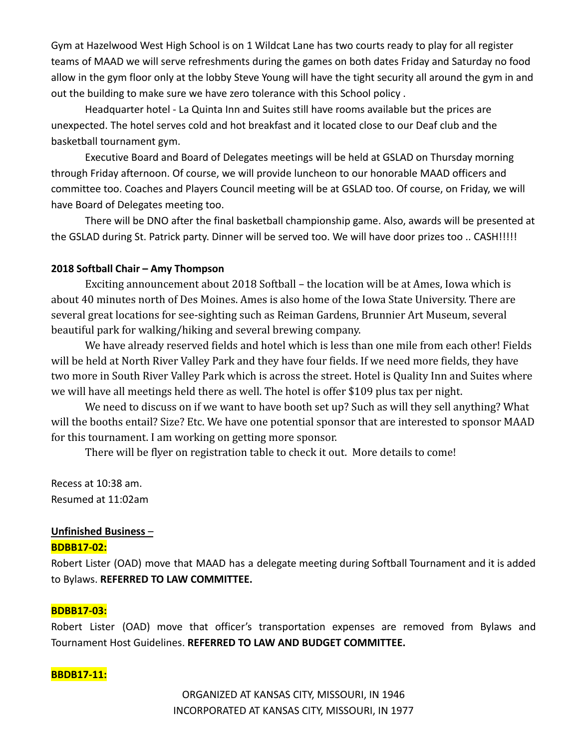Gym at Hazelwood West High School is on 1 Wildcat Lane has two courts ready to play for all register teams of MAAD we will serve refreshments during the games on both dates Friday and Saturday no food allow in the gym floor only at the lobby Steve Young will have the tight security all around the gym in and out the building to make sure we have zero tolerance with this School policy .

Headquarter hotel - La Quinta Inn and Suites still have rooms available but the prices are unexpected. The hotel serves cold and hot breakfast and it located close to our Deaf club and the basketball tournament gym.

Executive Board and Board of Delegates meetings will be held at GSLAD on Thursday morning through Friday afternoon. Of course, we will provide luncheon to our honorable MAAD officers and committee too. Coaches and Players Council meeting will be at GSLAD too. Of course, on Friday, we will have Board of Delegates meeting too.

There will be DNO after the final basketball championship game. Also, awards will be presented at the GSLAD during St. Patrick party. Dinner will be served too. We will have door prizes too .. CASH!!!!!

**2018 Softball Chair – Amy Thompson**

Exciting announcement about 2018 Softball – the location will be at Ames, Iowa which is about 40 minutes north of Des Moines. Ames is also home of the Iowa State University. There are several great locations for see-sighting such as Reiman Gardens, Brunnier Art Museum, several beautiful park for walking/hiking and several brewing company.

We have already reserved fields and hotel which is less than one mile from each other! Fields will be held at North River Valley Park and they have four fields. If we need more fields, they have two more in South River Valley Park which is across the street. Hotel is Quality Inn and Suites where we will have all meetings held there as well. The hotel is offer $109 plus tax per night.

We need to discuss on if we want to have booth set up? Such as will they sell anything? What will the booths entail? Size? Etc. We have one potential sponsor that are interested to sponsor MAAD for this tournament. I am working on getting more sponsor.

There will be flyer on registration table to check it out. More details to come!

Recess at 10:38 am.
Resumed at 11:02am

**Unfinished Business** –

**BDBB17-02:**

Robert Lister (OAD) move that MAAD has a delegate meeting during Softball Tournament and it is added to Bylaws. **REFERRED TO LAW COMMITTEE.**

**BDBB17-03:**

Robert Lister (OAD) move that officer's transportation expenses are removed from Bylaws and Tournament Host Guidelines. **REFERRED TO LAW AND BUDGET COMMITTEE.**

**BBDB17-11:**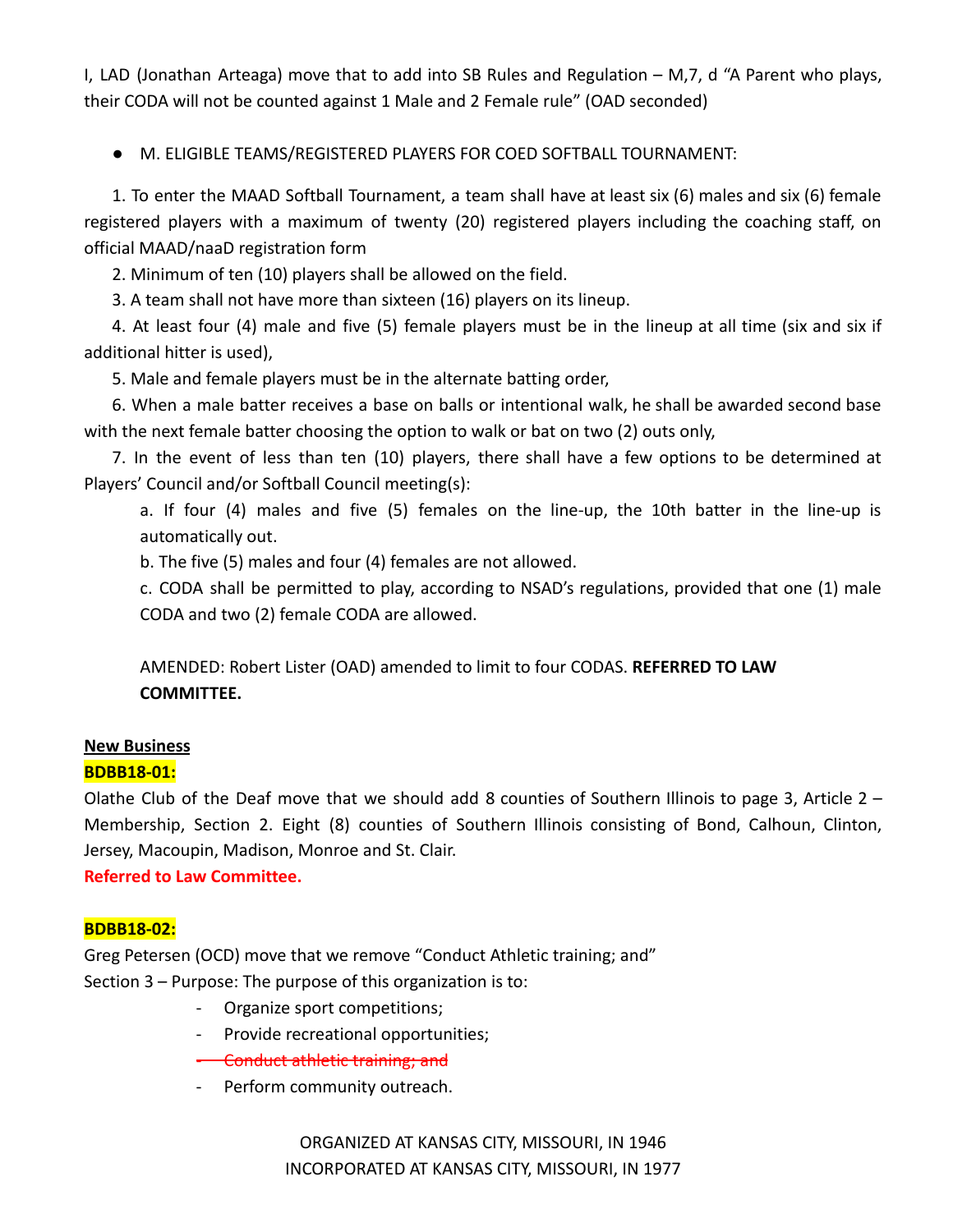I, LAD (Jonathan Arteaga) move that to add into SB Rules and Regulation – M,7, d "A Parent who plays, their CODA will not be counted against 1 Male and 2 Female rule" (OAD seconded)

- M. ELIGIBLE TEAMS/REGISTERED PLAYERS FOR COED SOFTBALL TOURNAMENT:

1. To enter the MAAD Softball Tournament, a team shall have at least six (6) males and six (6) female registered players with a maximum of twenty (20) registered players including the coaching staff, on official MAAD/naaD registration form
2. Minimum of ten (10) players shall be allowed on the field.
3. A team shall not have more than sixteen (16) players on its lineup.
4. At least four (4) male and five (5) female players must be in the lineup at all time (six and six if additional hitter is used),
5. Male and female players must be in the alternate batting order,
6. When a male batter receives a base on balls or intentional walk, he shall be awarded second base with the next female batter choosing the option to walk or bat on two (2) outs only,
7. In the event of less than ten (10) players, there shall have a few options to be determined at Players' Council and/or Softball Council meeting(s):

   a. If four (4) males and five (5) females on the line-up, the 10th batter in the line-up is automatically out.

   b. The five (5) males and four (4) females are not allowed.

   c. CODA shall be permitted to play, according to NSAD's regulations, provided that one (1) male CODA and two (2) female CODA are allowed.

   AMENDED: Robert Lister (OAD) amended to limit to four CODAS. **REFERRED TO LAW COMMITTEE.**

**New Business**

**BDBB18-01:**

Olathe Club of the Deaf move that we should add 8 counties of Southern Illinois to page 3, Article 2 – Membership, Section 2. Eight (8) counties of Southern Illinois consisting of Bond, Calhoun, Clinton, Jersey, Macoupin, Madison, Monroe and St. Clair.

**Referred to Law Committee.**

**BDBB18-02:**

Greg Petersen (OCD) move that we remove "Conduct Athletic training; and"

Section 3 – Purpose: The purpose of this organization is to:

- Organize sport competitions;
- Provide recreational opportunities;
- ~~Conduct athletic training; and~~
- Perform community outreach.

ORGANIZED AT KANSAS CITY, MISSOURI, IN 1946

INCORPORATED AT KANSAS CITY, MISSOURI, IN 1977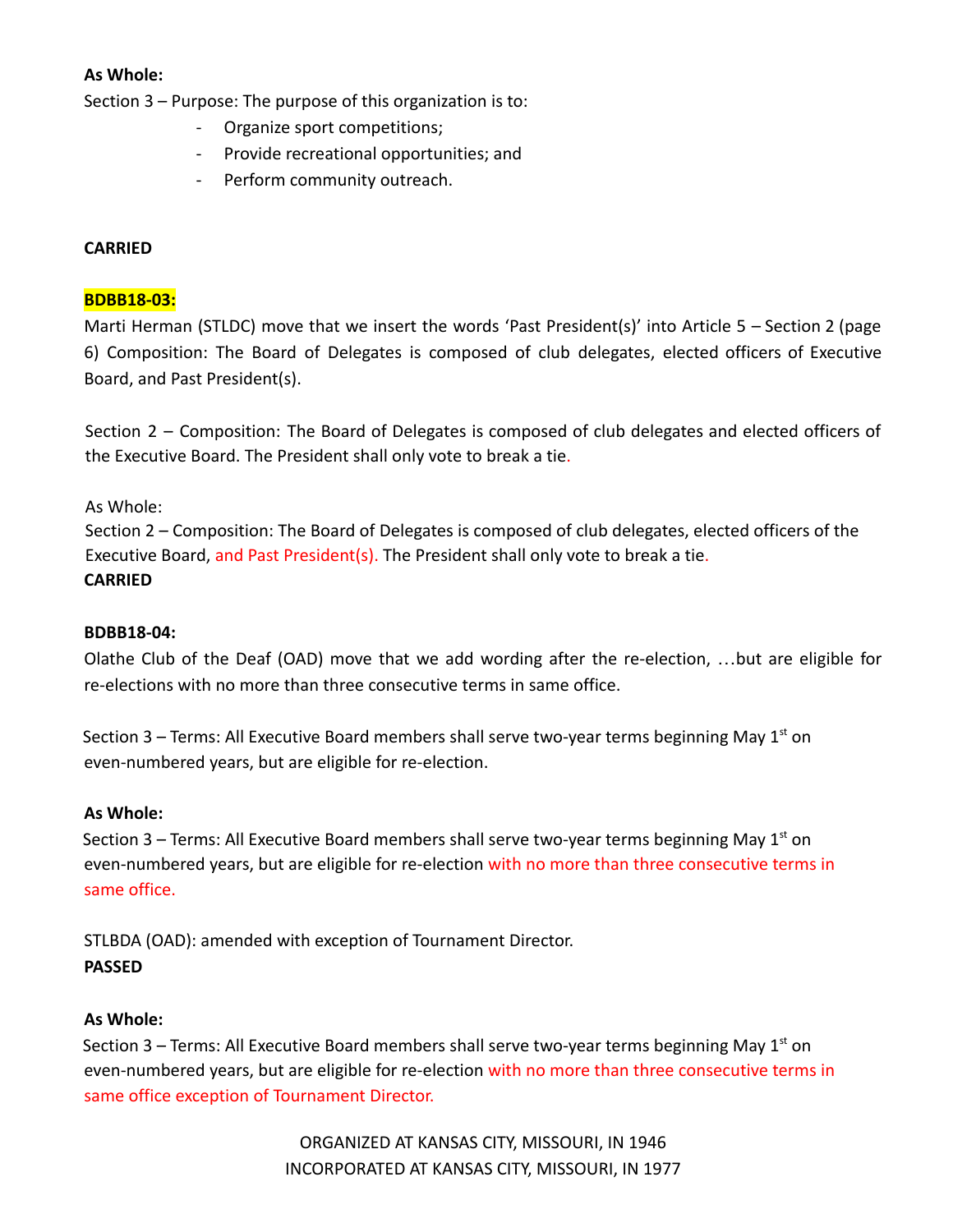**As Whole:**

Section 3 – Purpose: The purpose of this organization is to:

- Organize sport competitions;
- Provide recreational opportunities; and
- Perform community outreach.

**CARRIED**

**BDBB18-03:**

Marti Herman (STLDC) move that we insert the words 'Past President(s)' into Article 5 – Section 2 (page 6) Composition: The Board of Delegates is composed of club delegates, elected officers of Executive Board, and Past President(s).

Section 2 – Composition: The Board of Delegates is composed of club delegates and elected officers of the Executive Board. The President shall only vote to break a tie.

As Whole:

Section 2 – Composition: The Board of Delegates is composed of club delegates, elected officers of the Executive Board, and Past President(s). The President shall only vote to break a tie.

**CARRIED**

**BDBB18-04:**

Olathe Club of the Deaf (OAD) move that we add wording after the re-election, …but are eligible for re-elections with no more than three consecutive terms in same office.

Section 3 – Terms: All Executive Board members shall serve two-year terms beginning May 1st on even-numbered years, but are eligible for re-election.

**As Whole:**

Section 3 – Terms: All Executive Board members shall serve two-year terms beginning May 1st on even-numbered years, but are eligible for re-election with no more than three consecutive terms in same office.

STLBDA (OAD): amended with exception of Tournament Director.

**PASSED**

**As Whole:**

Section 3 – Terms: All Executive Board members shall serve two-year terms beginning May 1st on even-numbered years, but are eligible for re-election with no more than three consecutive terms in same office exception of Tournament Director.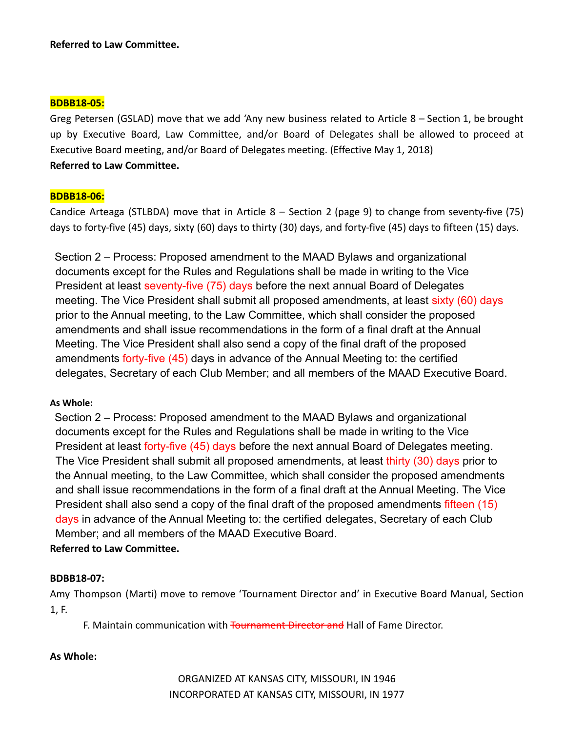**Referred to Law Committee.**

**BDBB18-05:**

Greg Petersen (GSLAD) move that we add 'Any new business related to Article 8 – Section 1, be brought up by Executive Board, Law Committee, and/or Board of Delegates shall be allowed to proceed at Executive Board meeting, and/or Board of Delegates meeting. (Effective May 1, 2018)

**Referred to Law Committee.**

**BDBB18-06:**

Candice Arteaga (STLBDA) move that in Article 8 – Section 2 (page 9) to change from seventy-five (75) days to forty-five (45) days, sixty (60) days to thirty (30) days, and forty-five (45) days to fifteen (15) days.

Section 2 – Process: Proposed amendment to the MAAD Bylaws and organizational documents except for the Rules and Regulations shall be made in writing to the Vice President at least seventy-five (75) days before the next annual Board of Delegates meeting. The Vice President shall submit all proposed amendments, at least sixty (60) days prior to the Annual meeting, to the Law Committee, which shall consider the proposed amendments and shall issue recommendations in the form of a final draft at the Annual Meeting. The Vice President shall also send a copy of the final draft of the proposed amendments forty-five (45) days in advance of the Annual Meeting to: the certified delegates, Secretary of each Club Member; and all members of the MAAD Executive Board.

**As Whole:**

Section 2 – Process: Proposed amendment to the MAAD Bylaws and organizational documents except for the Rules and Regulations shall be made in writing to the Vice President at least forty-five (45) days before the next annual Board of Delegates meeting. The Vice President shall submit all proposed amendments, at least thirty (30) days prior to the Annual meeting, to the Law Committee, which shall consider the proposed amendments and shall issue recommendations in the form of a final draft at the Annual Meeting. The Vice President shall also send a copy of the final draft of the proposed amendments fifteen (15) days in advance of the Annual Meeting to: the certified delegates, Secretary of each Club Member; and all members of the MAAD Executive Board.

**Referred to Law Committee.**

**BDBB18-07:**

Amy Thompson (Marti) move to remove 'Tournament Director and' in Executive Board Manual, Section 1, F.

F. Maintain communication with ~~Tournament Director and~~ Hall of Fame Director.

**As Whole:**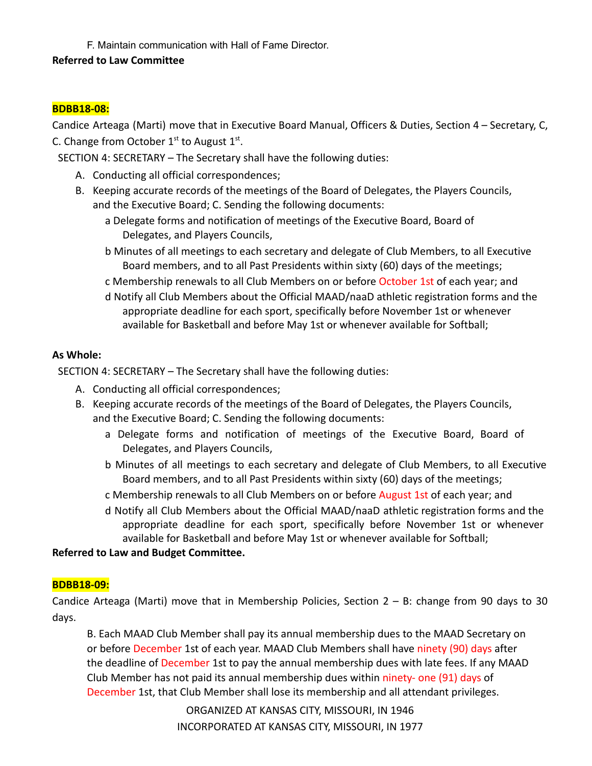F. Maintain communication with Hall of Fame Director.

**Referred to Law Committee**

**BDBB18-08:**

Candice Arteaga (Marti) move that in Executive Board Manual, Officers & Duties, Section 4 – Secretary, C, C. Change from October 1st to August 1st.

SECTION 4: SECRETARY – The Secretary shall have the following duties:

A. Conducting all official correspondences;
B. Keeping accurate records of the meetings of the Board of Delegates, the Players Councils, and the Executive Board; C. Sending the following documents:
   - a Delegate forms and notification of meetings of the Executive Board, Board of Delegates, and Players Councils,
   - b Minutes of all meetings to each secretary and delegate of Club Members, to all Executive Board members, and to all Past Presidents within sixty (60) days of the meetings;
   - c Membership renewals to all Club Members on or before October 1st of each year; and
   - d Notify all Club Members about the Official MAAD/naaD athletic registration forms and the appropriate deadline for each sport, specifically before November 1st or whenever available for Basketball and before May 1st or whenever available for Softball;

**As Whole:**

SECTION 4: SECRETARY – The Secretary shall have the following duties:

A. Conducting all official correspondences;
B. Keeping accurate records of the meetings of the Board of Delegates, the Players Councils, and the Executive Board; C. Sending the following documents:
   - a Delegate forms and notification of meetings of the Executive Board, Board of Delegates, and Players Councils,
   - b Minutes of all meetings to each secretary and delegate of Club Members, to all Executive Board members, and to all Past Presidents within sixty (60) days of the meetings;
   - c Membership renewals to all Club Members on or before August 1st of each year; and
   - d Notify all Club Members about the Official MAAD/naaD athletic registration forms and the appropriate deadline for each sport, specifically before November 1st or whenever available for Basketball and before May 1st or whenever available for Softball;

**Referred to Law and Budget Committee.**

**BDBB18-09:**

Candice Arteaga (Marti) move that in Membership Policies, Section 2 – B: change from 90 days to 30 days.

B. Each MAAD Club Member shall pay its annual membership dues to the MAAD Secretary on or before December 1st of each year. MAAD Club Members shall have ninety (90) days after the deadline of December 1st to pay the annual membership dues with late fees. If any MAAD Club Member has not paid its annual membership dues within ninety- one (91) days of December 1st, that Club Member shall lose its membership and all attendant privileges.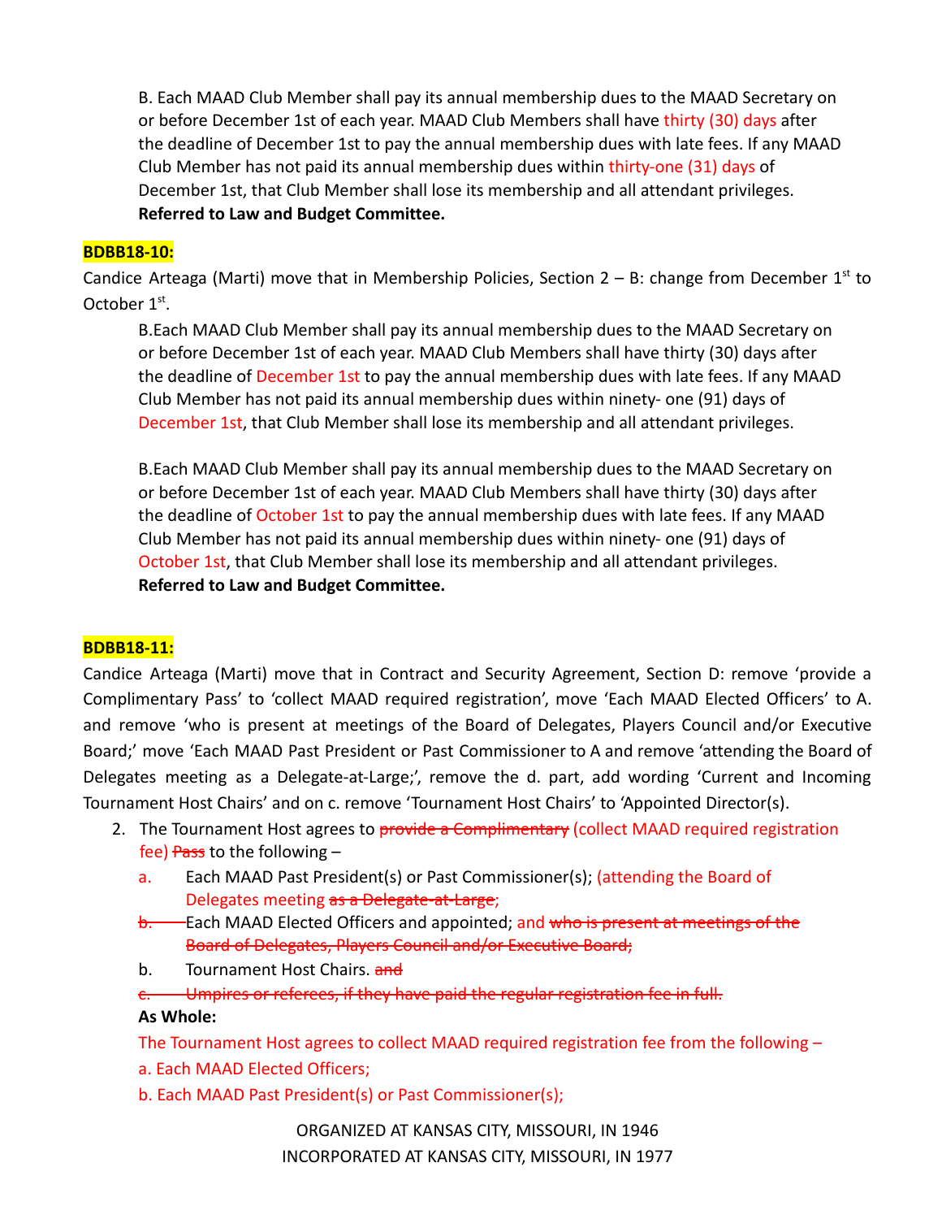B. Each MAAD Club Member shall pay its annual membership dues to the MAAD Secretary on or before December 1st of each year. MAAD Club Members shall have thirty (30) days after the deadline of December 1st to pay the annual membership dues with late fees. If any MAAD Club Member has not paid its annual membership dues within thirty-one (31) days of December 1st, that Club Member shall lose its membership and all attendant privileges. **Referred to Law and Budget Committee.**

**BDBB18-10:**

Candice Arteaga (Marti) move that in Membership Policies, Section 2 – B: change from December 1st to October 1st.

B.Each MAAD Club Member shall pay its annual membership dues to the MAAD Secretary on or before December 1st of each year. MAAD Club Members shall have thirty (30) days after the deadline of December 1st to pay the annual membership dues with late fees. If any MAAD Club Member has not paid its annual membership dues within ninety- one (91) days of December 1st, that Club Member shall lose its membership and all attendant privileges.

B.Each MAAD Club Member shall pay its annual membership dues to the MAAD Secretary on or before December 1st of each year. MAAD Club Members shall have thirty (30) days after the deadline of October 1st to pay the annual membership dues with late fees. If any MAAD Club Member has not paid its annual membership dues within ninety- one (91) days of October 1st, that Club Member shall lose its membership and all attendant privileges. **Referred to Law and Budget Committee.**

**BDBB18-11:**

Candice Arteaga (Marti) move that in Contract and Security Agreement, Section D: remove 'provide a Complimentary Pass' to 'collect MAAD required registration', move 'Each MAAD Elected Officers' to A. and remove 'who is present at meetings of the Board of Delegates, Players Council and/or Executive Board;' move 'Each MAAD Past President or Past Commissioner to A and remove 'attending the Board of Delegates meeting as a Delegate-at-Large;', remove the d. part, add wording 'Current and Incoming Tournament Host Chairs' and on c. remove 'Tournament Host Chairs' to 'Appointed Director(s).

2. The Tournament Host agrees to ~~provide a Complimentary~~ (collect MAAD required registration fee) ~~Pass~~ to the following –
   - a. Each MAAD Past President(s) or Past Commissioner(s); (attending the Board of Delegates meeting ~~as a Delegate-at-Large~~;
   - ~~b.~~ Each MAAD Elected Officers and appointed; and ~~who is present at meetings of the Board of Delegates, Players Council and/or Executive Board;~~
   - b. Tournament Host Chairs. ~~and~~
   - ~~c. Umpires or referees, if they have paid the regular registration fee in full.~~

**As Whole:**

The Tournament Host agrees to collect MAAD required registration fee from the following –

a. Each MAAD Elected Officers;

b. Each MAAD Past President(s) or Past Commissioner(s);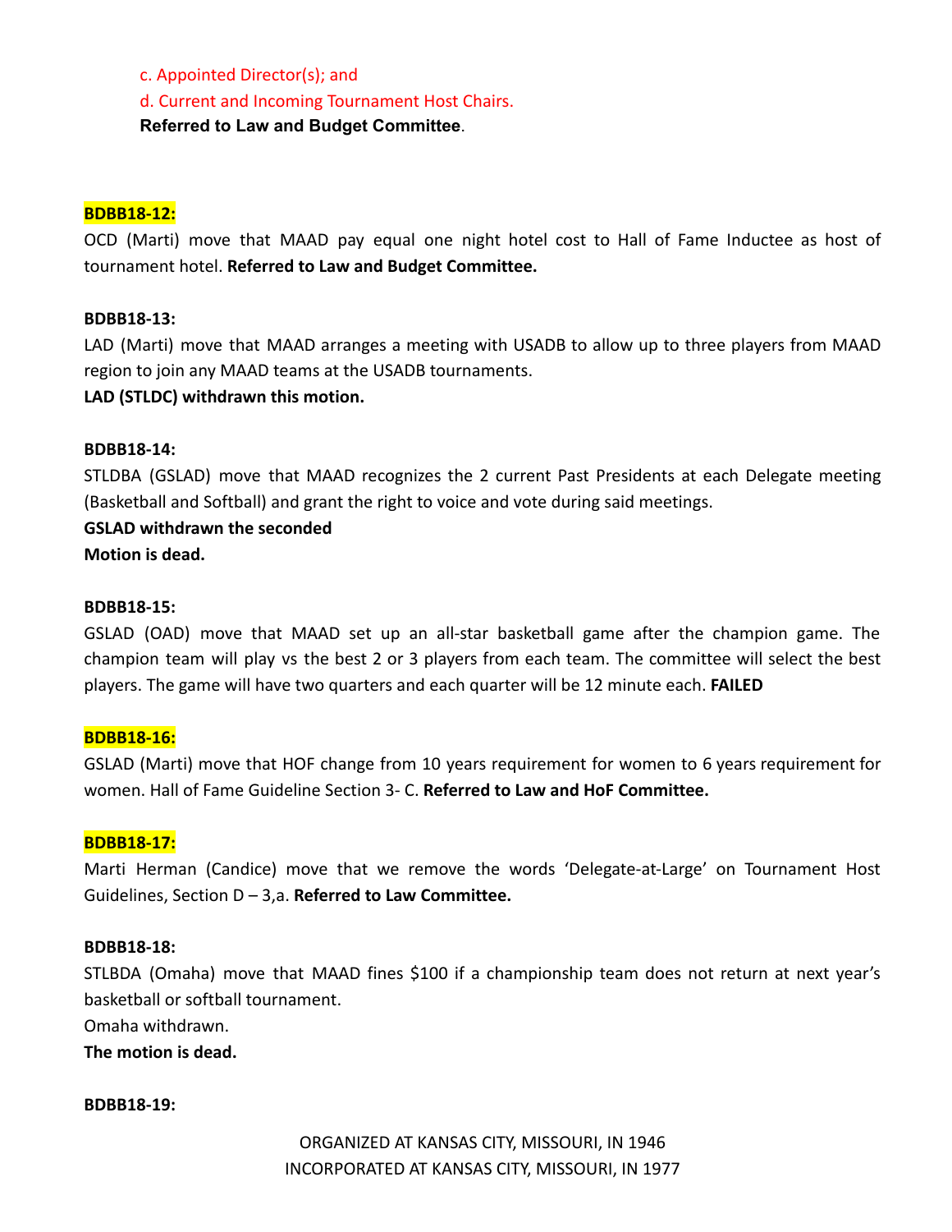c. Appointed Director(s); and

d. Current and Incoming Tournament Host Chairs.

**Referred to Law and Budget Committee**.

**BDBB18-12:**

OCD (Marti) move that MAAD pay equal one night hotel cost to Hall of Fame Inductee as host of tournament hotel. **Referred to Law and Budget Committee.**

**BDBB18-13:**

LAD (Marti) move that MAAD arranges a meeting with USADB to allow up to three players from MAAD region to join any MAAD teams at the USADB tournaments.

**LAD (STLDC) withdrawn this motion.**

**BDBB18-14:**

STLDBA (GSLAD) move that MAAD recognizes the 2 current Past Presidents at each Delegate meeting (Basketball and Softball) and grant the right to voice and vote during said meetings.

**GSLAD withdrawn the seconded**

**Motion is dead.**

**BDBB18-15:**

GSLAD (OAD) move that MAAD set up an all-star basketball game after the champion game. The champion team will play vs the best 2 or 3 players from each team. The committee will select the best players. The game will have two quarters and each quarter will be 12 minute each. **FAILED**

**BDBB18-16:**

GSLAD (Marti) move that HOF change from 10 years requirement for women to 6 years requirement for women. Hall of Fame Guideline Section 3- C. **Referred to Law and HoF Committee.**

**BDBB18-17:**

Marti Herman (Candice) move that we remove the words 'Delegate-at-Large' on Tournament Host Guidelines, Section D – 3,a. **Referred to Law Committee.**

**BDBB18-18:**

STLBDA (Omaha) move that MAAD fines $100 if a championship team does not return at next year's basketball or softball tournament.

Omaha withdrawn.

**The motion is dead.**

**BDBB18-19:**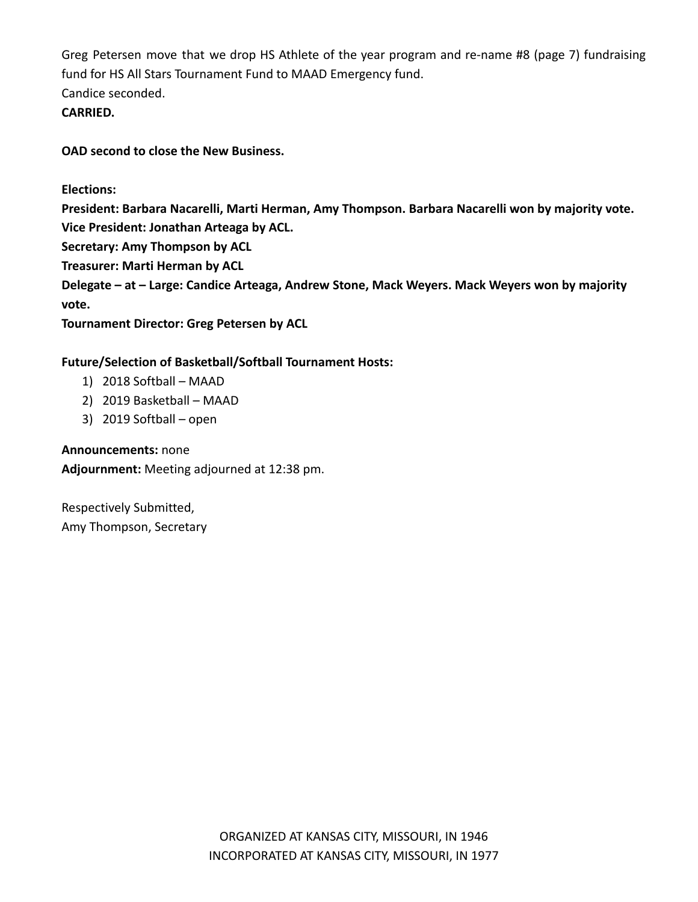Greg Petersen move that we drop HS Athlete of the year program and re-name #8 (page 7) fundraising fund for HS All Stars Tournament Fund to MAAD Emergency fund.
Candice seconded.
**CARRIED.**

**OAD second to close the New Business.**

**Elections:**
**President: Barbara Nacarelli, Marti Herman, Amy Thompson. Barbara Nacarelli won by majority vote.**
**Vice President: Jonathan Arteaga by ACL.**
**Secretary: Amy Thompson by ACL**
**Treasurer: Marti Herman by ACL**
**Delegate – at – Large: Candice Arteaga, Andrew Stone, Mack Weyers. Mack Weyers won by majority vote.**
**Tournament Director: Greg Petersen by ACL**

**Future/Selection of Basketball/Softball Tournament Hosts:**

1) 2018 Softball – MAAD
2) 2019 Basketball – MAAD
3) 2019 Softball – open

**Announcements:** none
**Adjournment:** Meeting adjourned at 12:38 pm.

Respectively Submitted,
Amy Thompson, Secretary

ORGANIZED AT KANSAS CITY, MISSOURI, IN 1946
INCORPORATED AT KANSAS CITY, MISSOURI, IN 1977